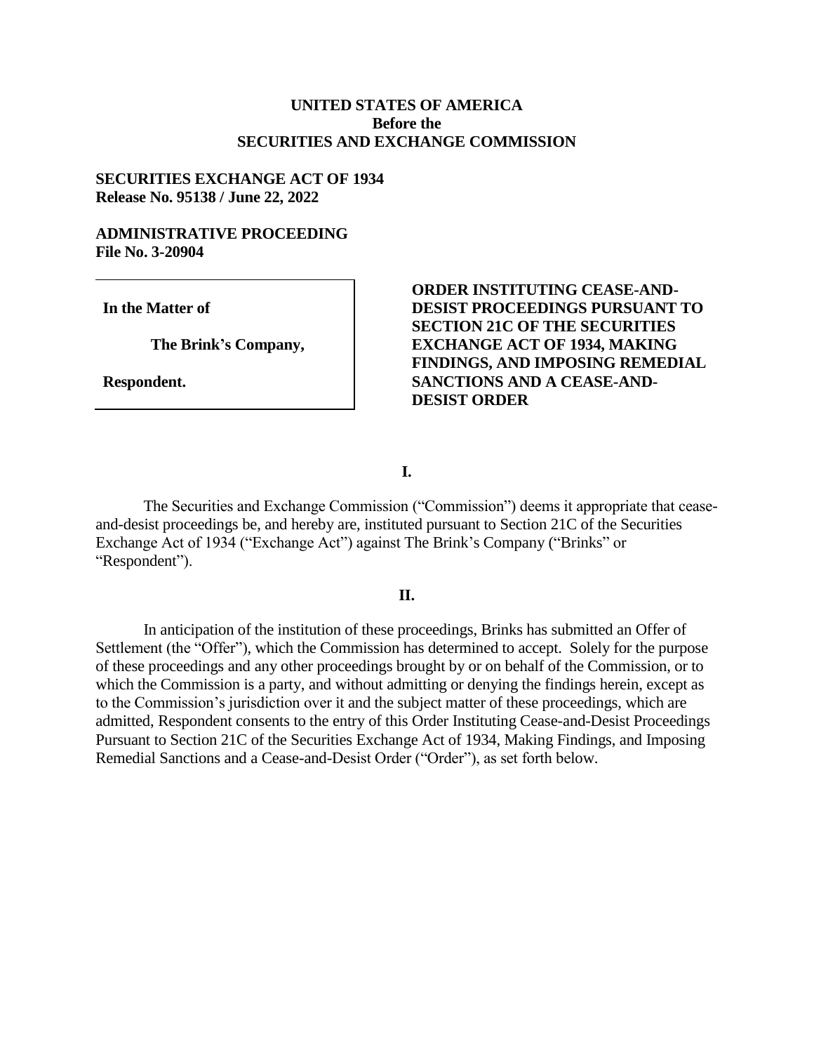**UNITED STATES OF AMERICA**
**Before the**
**SECURITIES AND EXCHANGE COMMISSION**

**SECURITIES EXCHANGE ACT OF 1934**
**Release No. 95138 / June 22, 2022**

**ADMINISTRATIVE PROCEEDING**
**File No. 3-20904**

**In the Matter of**

**The Brink's Company,**

**Respondent.**

**ORDER INSTITUTING CEASE-AND-DESIST PROCEEDINGS PURSUANT TO SECTION 21C OF THE SECURITIES EXCHANGE ACT OF 1934, MAKING FINDINGS, AND IMPOSING REMEDIAL SANCTIONS AND A CEASE-AND-DESIST ORDER**

**I.**

The Securities and Exchange Commission ("Commission") deems it appropriate that cease-and-desist proceedings be, and hereby are, instituted pursuant to Section 21C of the Securities Exchange Act of 1934 ("Exchange Act") against The Brink's Company ("Brinks" or "Respondent").

**II.**

In anticipation of the institution of these proceedings, Brinks has submitted an Offer of Settlement (the "Offer"), which the Commission has determined to accept. Solely for the purpose of these proceedings and any other proceedings brought by or on behalf of the Commission, or to which the Commission is a party, and without admitting or denying the findings herein, except as to the Commission's jurisdiction over it and the subject matter of these proceedings, which are admitted, Respondent consents to the entry of this Order Instituting Cease-and-Desist Proceedings Pursuant to Section 21C of the Securities Exchange Act of 1934, Making Findings, and Imposing Remedial Sanctions and a Cease-and-Desist Order ("Order"), as set forth below.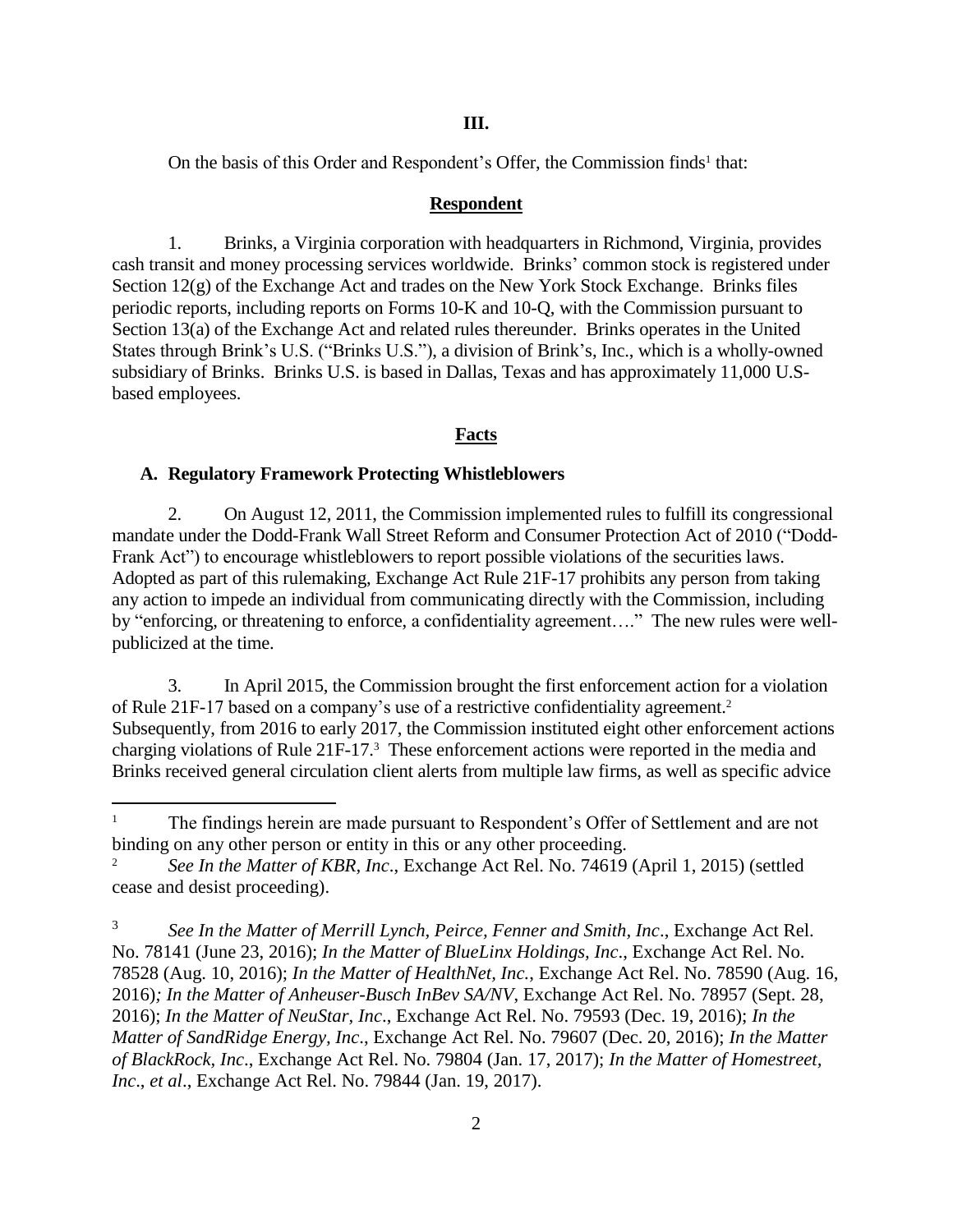## III.

On the basis of this Order and Respondent's Offer, the Commission finds[1] that:

**Respondent**

1. Brinks, a Virginia corporation with headquarters in Richmond, Virginia, provides cash transit and money processing services worldwide. Brinks' common stock is registered under Section 12(g) of the Exchange Act and trades on the New York Stock Exchange. Brinks files periodic reports, including reports on Forms 10-K and 10-Q, with the Commission pursuant to Section 13(a) of the Exchange Act and related rules thereunder. Brinks operates in the United States through Brink's U.S. ("Brinks U.S."), a division of Brink's, Inc., which is a wholly-owned subsidiary of Brinks. Brinks U.S. is based in Dallas, Texas and has approximately 11,000 U.S-based employees.

**Facts**

### A. Regulatory Framework Protecting Whistleblowers

2. On August 12, 2011, the Commission implemented rules to fulfill its congressional mandate under the Dodd-Frank Wall Street Reform and Consumer Protection Act of 2010 ("Dodd-Frank Act") to encourage whistleblowers to report possible violations of the securities laws. Adopted as part of this rulemaking, Exchange Act Rule 21F-17 prohibits any person from taking any action to impede an individual from communicating directly with the Commission, including by "enforcing, or threatening to enforce, a confidentiality agreement…." The new rules were well-publicized at the time.

3. In April 2015, the Commission brought the first enforcement action for a violation of Rule 21F-17 based on a company's use of a restrictive confidentiality agreement.[2] Subsequently, from 2016 to early 2017, the Commission instituted eight other enforcement actions charging violations of Rule 21F-17.[3] These enforcement actions were reported in the media and Brinks received general circulation client alerts from multiple law firms, as well as specific advice

---

[1] The findings herein are made pursuant to Respondent's Offer of Settlement and are not binding on any other person or entity in this or any other proceeding.

[2] *See In the Matter of KBR, Inc*., Exchange Act Rel. No. 74619 (April 1, 2015) (settled cease and desist proceeding).

[3] *See In the Matter of Merrill Lynch, Peirce, Fenner and Smith, Inc*., Exchange Act Rel. No. 78141 (June 23, 2016); *In the Matter of BlueLinx Holdings, Inc*., Exchange Act Rel. No. 78528 (Aug. 10, 2016); *In the Matter of HealthNet, Inc.*, Exchange Act Rel. No. 78590 (Aug. 16, 2016); *In the Matter of Anheuser-Busch InBev SA/NV*, Exchange Act Rel. No. 78957 (Sept. 28, 2016); *In the Matter of NeuStar, Inc*., Exchange Act Rel. No. 79593 (Dec. 19, 2016); *In the Matter of SandRidge Energy, Inc*., Exchange Act Rel. No. 79607 (Dec. 20, 2016); *In the Matter of BlackRock, Inc*., Exchange Act Rel. No. 79804 (Jan. 17, 2017); *In the Matter of Homestreet, Inc*., *et al*., Exchange Act Rel. No. 79844 (Jan. 19, 2017).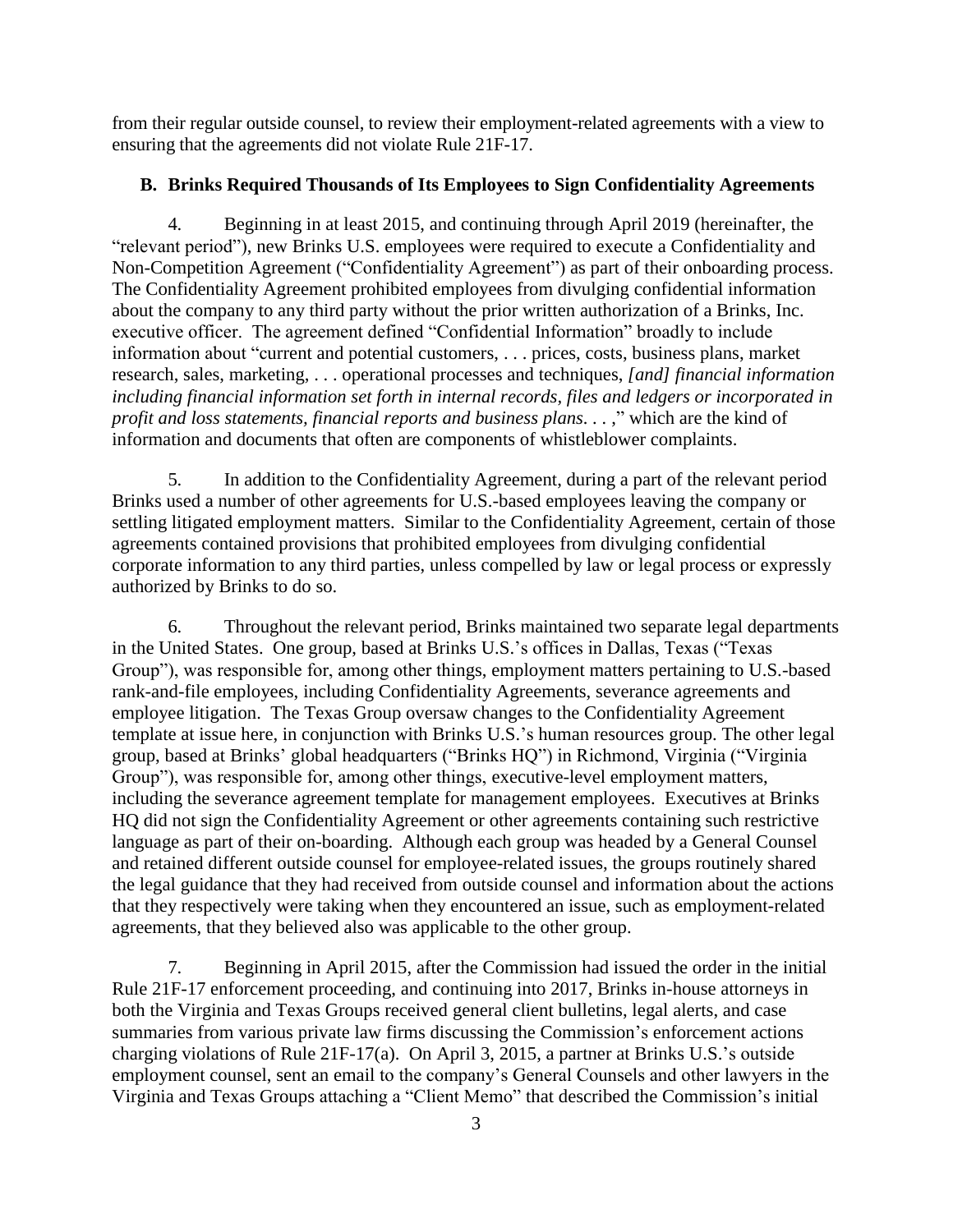from their regular outside counsel, to review their employment-related agreements with a view to ensuring that the agreements did not violate Rule 21F-17.

### B. Brinks Required Thousands of Its Employees to Sign Confidentiality Agreements

4. Beginning in at least 2015, and continuing through April 2019 (hereinafter, the "relevant period"), new Brinks U.S. employees were required to execute a Confidentiality and Non-Competition Agreement ("Confidentiality Agreement") as part of their onboarding process. The Confidentiality Agreement prohibited employees from divulging confidential information about the company to any third party without the prior written authorization of a Brinks, Inc. executive officer. The agreement defined "Confidential Information" broadly to include information about "current and potential customers, . . . prices, costs, business plans, market research, sales, marketing, . . . operational processes and techniques, *[and] financial information including financial information set forth in internal records, files and ledgers or incorporated in profit and loss statements, financial reports and business plans*. . . ," which are the kind of information and documents that often are components of whistleblower complaints.

5. In addition to the Confidentiality Agreement, during a part of the relevant period Brinks used a number of other agreements for U.S.-based employees leaving the company or settling litigated employment matters. Similar to the Confidentiality Agreement, certain of those agreements contained provisions that prohibited employees from divulging confidential corporate information to any third parties, unless compelled by law or legal process or expressly authorized by Brinks to do so.

6. Throughout the relevant period, Brinks maintained two separate legal departments in the United States. One group, based at Brinks U.S.'s offices in Dallas, Texas ("Texas Group"), was responsible for, among other things, employment matters pertaining to U.S.-based rank-and-file employees, including Confidentiality Agreements, severance agreements and employee litigation. The Texas Group oversaw changes to the Confidentiality Agreement template at issue here, in conjunction with Brinks U.S.'s human resources group. The other legal group, based at Brinks' global headquarters ("Brinks HQ") in Richmond, Virginia ("Virginia Group"), was responsible for, among other things, executive-level employment matters, including the severance agreement template for management employees. Executives at Brinks HQ did not sign the Confidentiality Agreement or other agreements containing such restrictive language as part of their on-boarding. Although each group was headed by a General Counsel and retained different outside counsel for employee-related issues, the groups routinely shared the legal guidance that they had received from outside counsel and information about the actions that they respectively were taking when they encountered an issue, such as employment-related agreements, that they believed also was applicable to the other group.

7. Beginning in April 2015, after the Commission had issued the order in the initial Rule 21F-17 enforcement proceeding, and continuing into 2017, Brinks in-house attorneys in both the Virginia and Texas Groups received general client bulletins, legal alerts, and case summaries from various private law firms discussing the Commission's enforcement actions charging violations of Rule 21F-17(a). On April 3, 2015, a partner at Brinks U.S.'s outside employment counsel, sent an email to the company's General Counsels and other lawyers in the Virginia and Texas Groups attaching a "Client Memo" that described the Commission's initial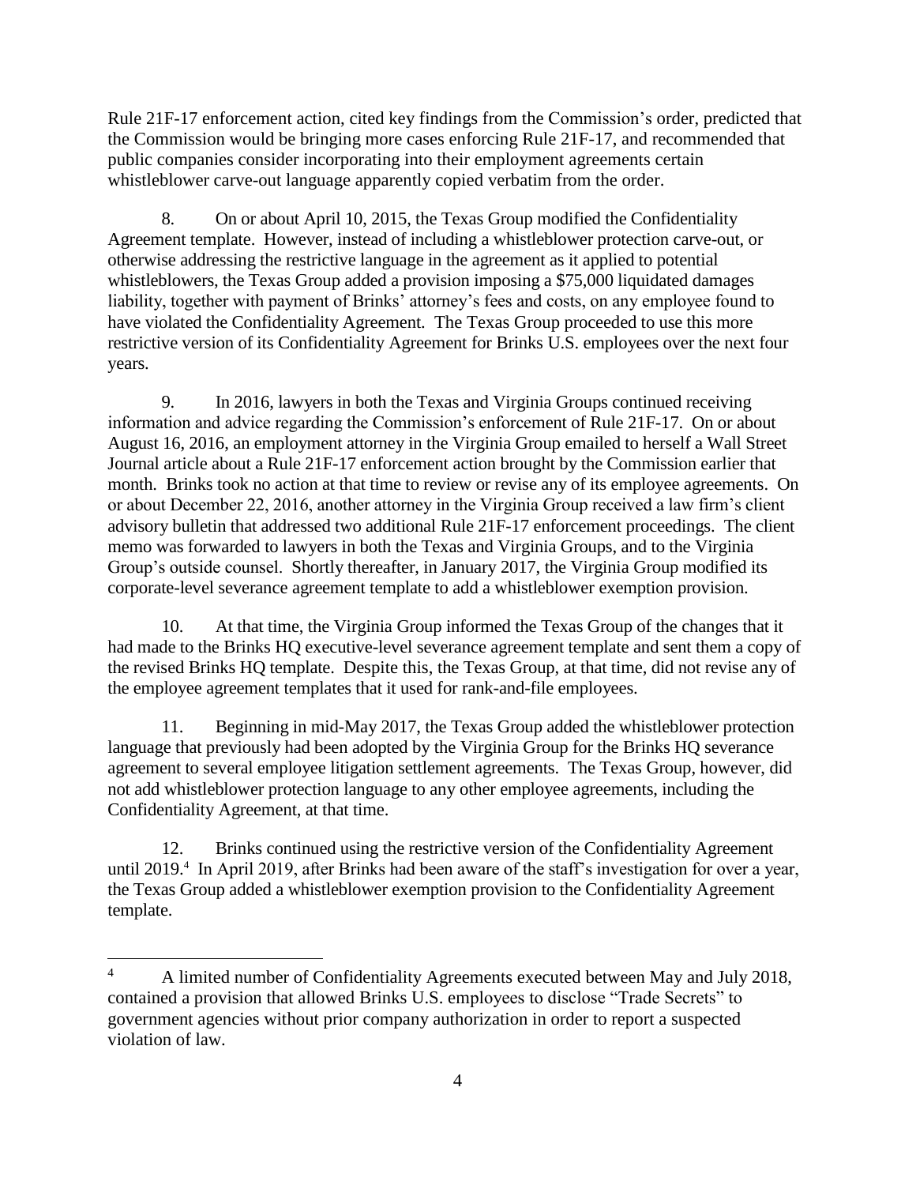Rule 21F-17 enforcement action, cited key findings from the Commission's order, predicted that the Commission would be bringing more cases enforcing Rule 21F-17, and recommended that public companies consider incorporating into their employment agreements certain whistleblower carve-out language apparently copied verbatim from the order.

8. On or about April 10, 2015, the Texas Group modified the Confidentiality Agreement template. However, instead of including a whistleblower protection carve-out, or otherwise addressing the restrictive language in the agreement as it applied to potential whistleblowers, the Texas Group added a provision imposing a $75,000 liquidated damages liability, together with payment of Brinks' attorney's fees and costs, on any employee found to have violated the Confidentiality Agreement. The Texas Group proceeded to use this more restrictive version of its Confidentiality Agreement for Brinks U.S. employees over the next four years.

9. In 2016, lawyers in both the Texas and Virginia Groups continued receiving information and advice regarding the Commission's enforcement of Rule 21F-17. On or about August 16, 2016, an employment attorney in the Virginia Group emailed to herself a Wall Street Journal article about a Rule 21F-17 enforcement action brought by the Commission earlier that month. Brinks took no action at that time to review or revise any of its employee agreements. On or about December 22, 2016, another attorney in the Virginia Group received a law firm's client advisory bulletin that addressed two additional Rule 21F-17 enforcement proceedings. The client memo was forwarded to lawyers in both the Texas and Virginia Groups, and to the Virginia Group's outside counsel. Shortly thereafter, in January 2017, the Virginia Group modified its corporate-level severance agreement template to add a whistleblower exemption provision.

10. At that time, the Virginia Group informed the Texas Group of the changes that it had made to the Brinks HQ executive-level severance agreement template and sent them a copy of the revised Brinks HQ template. Despite this, the Texas Group, at that time, did not revise any of the employee agreement templates that it used for rank-and-file employees.

11. Beginning in mid-May 2017, the Texas Group added the whistleblower protection language that previously had been adopted by the Virginia Group for the Brinks HQ severance agreement to several employee litigation settlement agreements. The Texas Group, however, did not add whistleblower protection language to any other employee agreements, including the Confidentiality Agreement, at that time.

12. Brinks continued using the restrictive version of the Confidentiality Agreement until 2019.[4] In April 2019, after Brinks had been aware of the staff's investigation for over a year, the Texas Group added a whistleblower exemption provision to the Confidentiality Agreement template.

[4] A limited number of Confidentiality Agreements executed between May and July 2018, contained a provision that allowed Brinks U.S. employees to disclose "Trade Secrets" to government agencies without prior company authorization in order to report a suspected violation of law.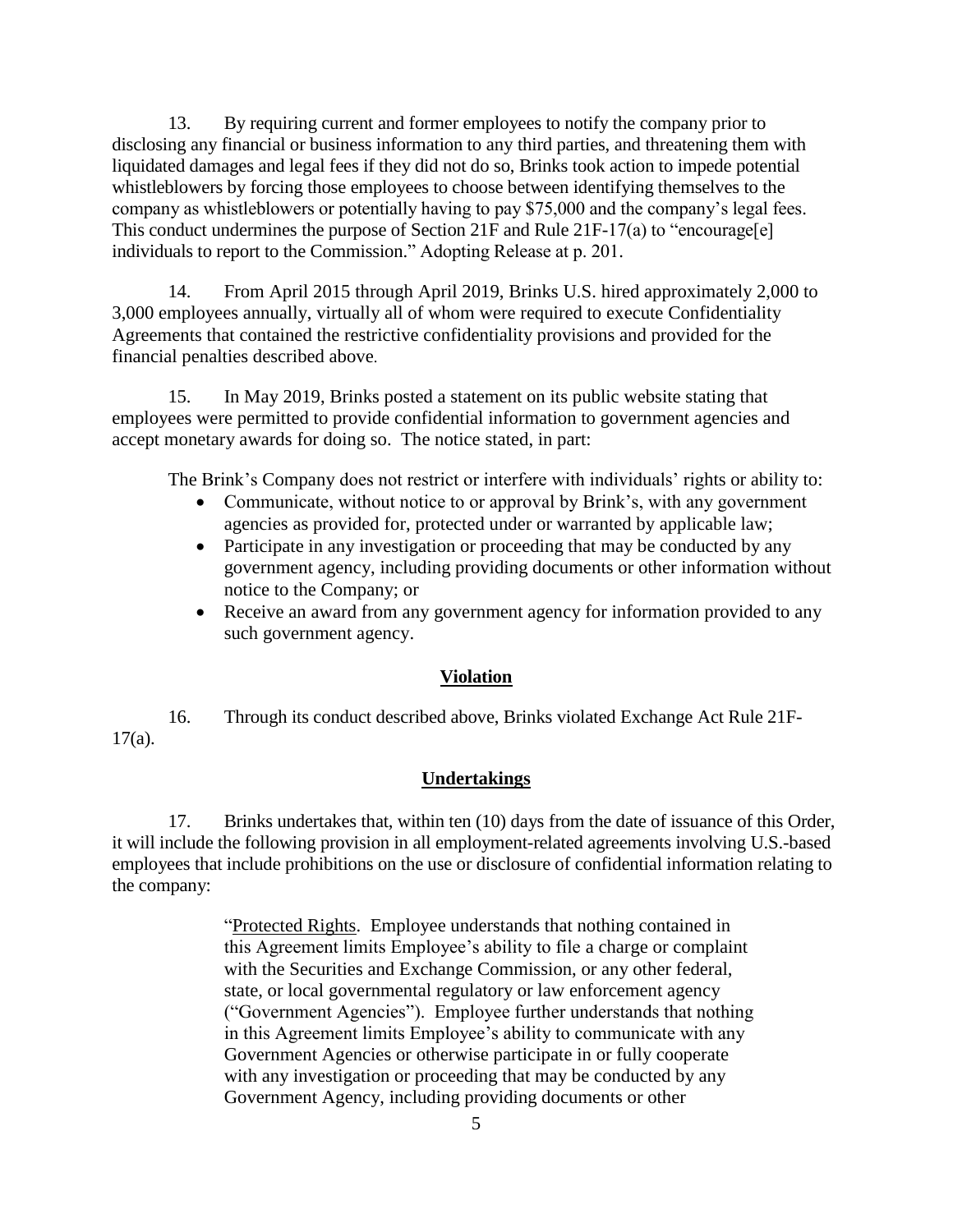13. By requiring current and former employees to notify the company prior to disclosing any financial or business information to any third parties, and threatening them with liquidated damages and legal fees if they did not do so, Brinks took action to impede potential whistleblowers by forcing those employees to choose between identifying themselves to the company as whistleblowers or potentially having to pay $75,000 and the company's legal fees. This conduct undermines the purpose of Section 21F and Rule 21F-17(a) to "encourage[e] individuals to report to the Commission." Adopting Release at p. 201.

14. From April 2015 through April 2019, Brinks U.S. hired approximately 2,000 to 3,000 employees annually, virtually all of whom were required to execute Confidentiality Agreements that contained the restrictive confidentiality provisions and provided for the financial penalties described above.

15. In May 2019, Brinks posted a statement on its public website stating that employees were permitted to provide confidential information to government agencies and accept monetary awards for doing so. The notice stated, in part:

> The Brink's Company does not restrict or interfere with individuals' rights or ability to:
>
> - Communicate, without notice to or approval by Brink's, with any government agencies as provided for, protected under or warranted by applicable law;
> - Participate in any investigation or proceeding that may be conducted by any government agency, including providing documents or other information without notice to the Company; or
> - Receive an award from any government agency for information provided to any such government agency.

## Violation

16. Through its conduct described above, Brinks violated Exchange Act Rule 21F-17(a).

## Undertakings

17. Brinks undertakes that, within ten (10) days from the date of issuance of this Order, it will include the following provision in all employment-related agreements involving U.S.-based employees that include prohibitions on the use or disclosure of confidential information relating to the company:

> "Protected Rights. Employee understands that nothing contained in this Agreement limits Employee's ability to file a charge or complaint with the Securities and Exchange Commission, or any other federal, state, or local governmental regulatory or law enforcement agency ("Government Agencies"). Employee further understands that nothing in this Agreement limits Employee's ability to communicate with any Government Agencies or otherwise participate in or fully cooperate with any investigation or proceeding that may be conducted by any Government Agency, including providing documents or other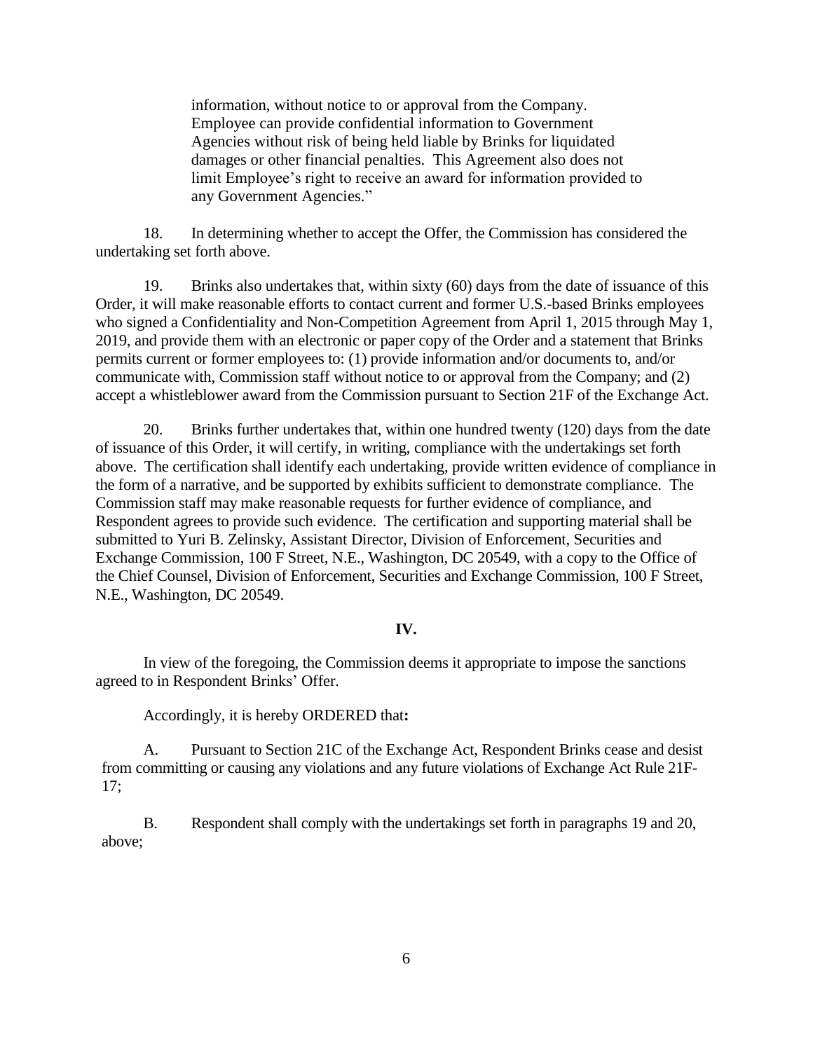> information, without notice to or approval from the Company. Employee can provide confidential information to Government Agencies without risk of being held liable by Brinks for liquidated damages or other financial penalties. This Agreement also does not limit Employee's right to receive an award for information provided to any Government Agencies."

18. In determining whether to accept the Offer, the Commission has considered the undertaking set forth above.

19. Brinks also undertakes that, within sixty (60) days from the date of issuance of this Order, it will make reasonable efforts to contact current and former U.S.-based Brinks employees who signed a Confidentiality and Non-Competition Agreement from April 1, 2015 through May 1, 2019, and provide them with an electronic or paper copy of the Order and a statement that Brinks permits current or former employees to: (1) provide information and/or documents to, and/or communicate with, Commission staff without notice to or approval from the Company; and (2) accept a whistleblower award from the Commission pursuant to Section 21F of the Exchange Act.

20. Brinks further undertakes that, within one hundred twenty (120) days from the date of issuance of this Order, it will certify, in writing, compliance with the undertakings set forth above. The certification shall identify each undertaking, provide written evidence of compliance in the form of a narrative, and be supported by exhibits sufficient to demonstrate compliance. The Commission staff may make reasonable requests for further evidence of compliance, and Respondent agrees to provide such evidence. The certification and supporting material shall be submitted to Yuri B. Zelinsky, Assistant Director, Division of Enforcement, Securities and Exchange Commission, 100 F Street, N.E., Washington, DC 20549, with a copy to the Office of the Chief Counsel, Division of Enforcement, Securities and Exchange Commission, 100 F Street, N.E., Washington, DC 20549.

## IV.

In view of the foregoing, the Commission deems it appropriate to impose the sanctions agreed to in Respondent Brinks' Offer.

Accordingly, it is hereby ORDERED that**:**

A. Pursuant to Section 21C of the Exchange Act, Respondent Brinks cease and desist from committing or causing any violations and any future violations of Exchange Act Rule 21F-17;

B. Respondent shall comply with the undertakings set forth in paragraphs 19 and 20, above;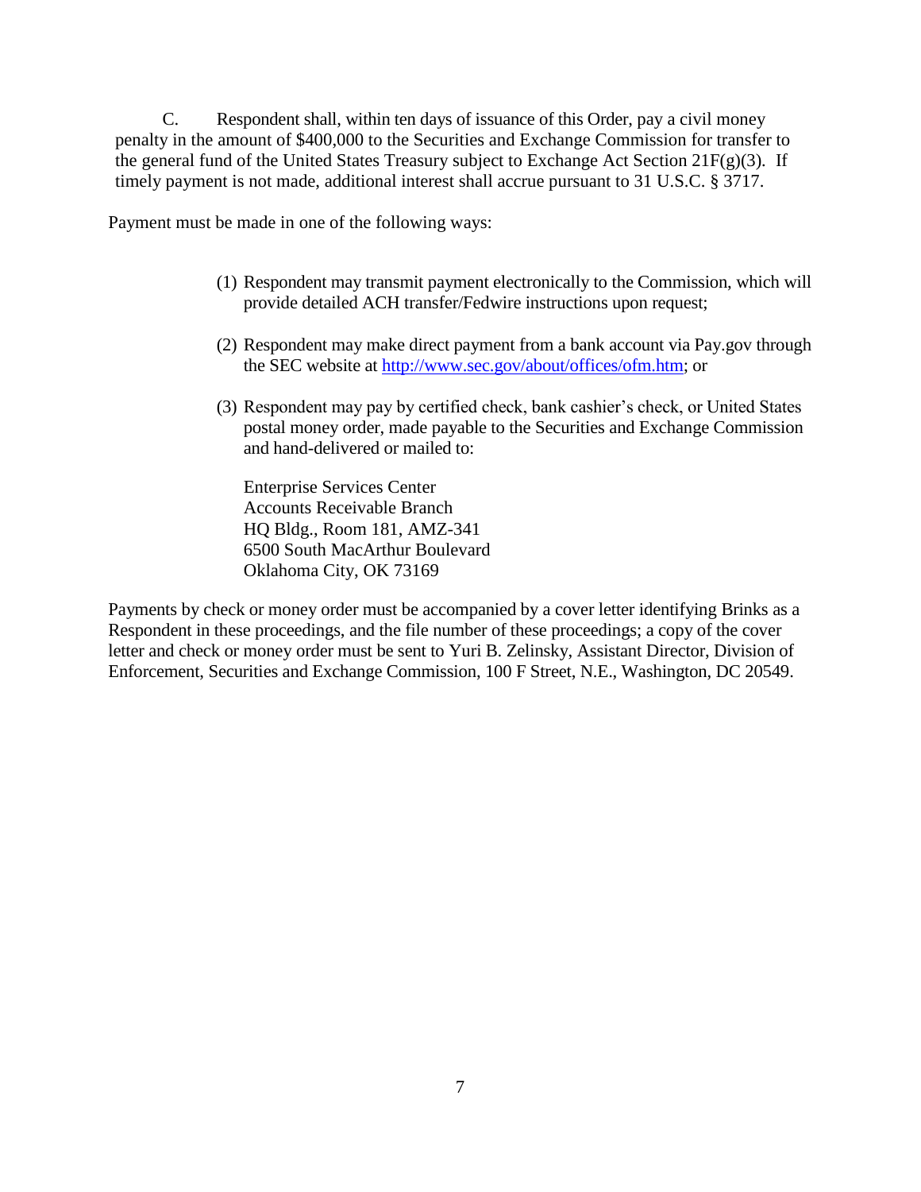C. Respondent shall, within ten days of issuance of this Order, pay a civil money penalty in the amount of $400,000 to the Securities and Exchange Commission for transfer to the general fund of the United States Treasury subject to Exchange Act Section 21F(g)(3). If timely payment is not made, additional interest shall accrue pursuant to 31 U.S.C. § 3717.

Payment must be made in one of the following ways:

(1) Respondent may transmit payment electronically to the Commission, which will provide detailed ACH transfer/Fedwire instructions upon request;

(2) Respondent may make direct payment from a bank account via Pay.gov through the SEC website at http://www.sec.gov/about/offices/ofm.htm; or

(3) Respondent may pay by certified check, bank cashier's check, or United States postal money order, made payable to the Securities and Exchange Commission and hand-delivered or mailed to:

Enterprise Services Center
Accounts Receivable Branch
HQ Bldg., Room 181, AMZ-341
6500 South MacArthur Boulevard
Oklahoma City, OK 73169

Payments by check or money order must be accompanied by a cover letter identifying Brinks as a Respondent in these proceedings, and the file number of these proceedings; a copy of the cover letter and check or money order must be sent to Yuri B. Zelinsky, Assistant Director, Division of Enforcement, Securities and Exchange Commission, 100 F Street, N.E., Washington, DC 20549.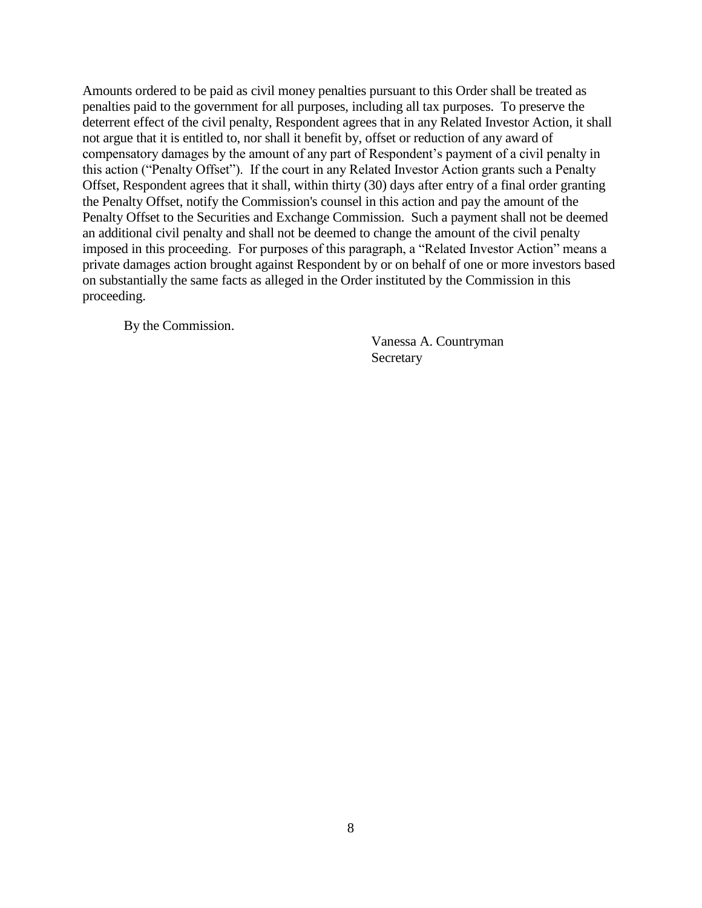Amounts ordered to be paid as civil money penalties pursuant to this Order shall be treated as penalties paid to the government for all purposes, including all tax purposes. To preserve the deterrent effect of the civil penalty, Respondent agrees that in any Related Investor Action, it shall not argue that it is entitled to, nor shall it benefit by, offset or reduction of any award of compensatory damages by the amount of any part of Respondent's payment of a civil penalty in this action ("Penalty Offset"). If the court in any Related Investor Action grants such a Penalty Offset, Respondent agrees that it shall, within thirty (30) days after entry of a final order granting the Penalty Offset, notify the Commission's counsel in this action and pay the amount of the Penalty Offset to the Securities and Exchange Commission. Such a payment shall not be deemed an additional civil penalty and shall not be deemed to change the amount of the civil penalty imposed in this proceeding. For purposes of this paragraph, a "Related Investor Action" means a private damages action brought against Respondent by or on behalf of one or more investors based on substantially the same facts as alleged in the Order instituted by the Commission in this proceeding.

By the Commission.

Vanessa A. Countryman
Secretary